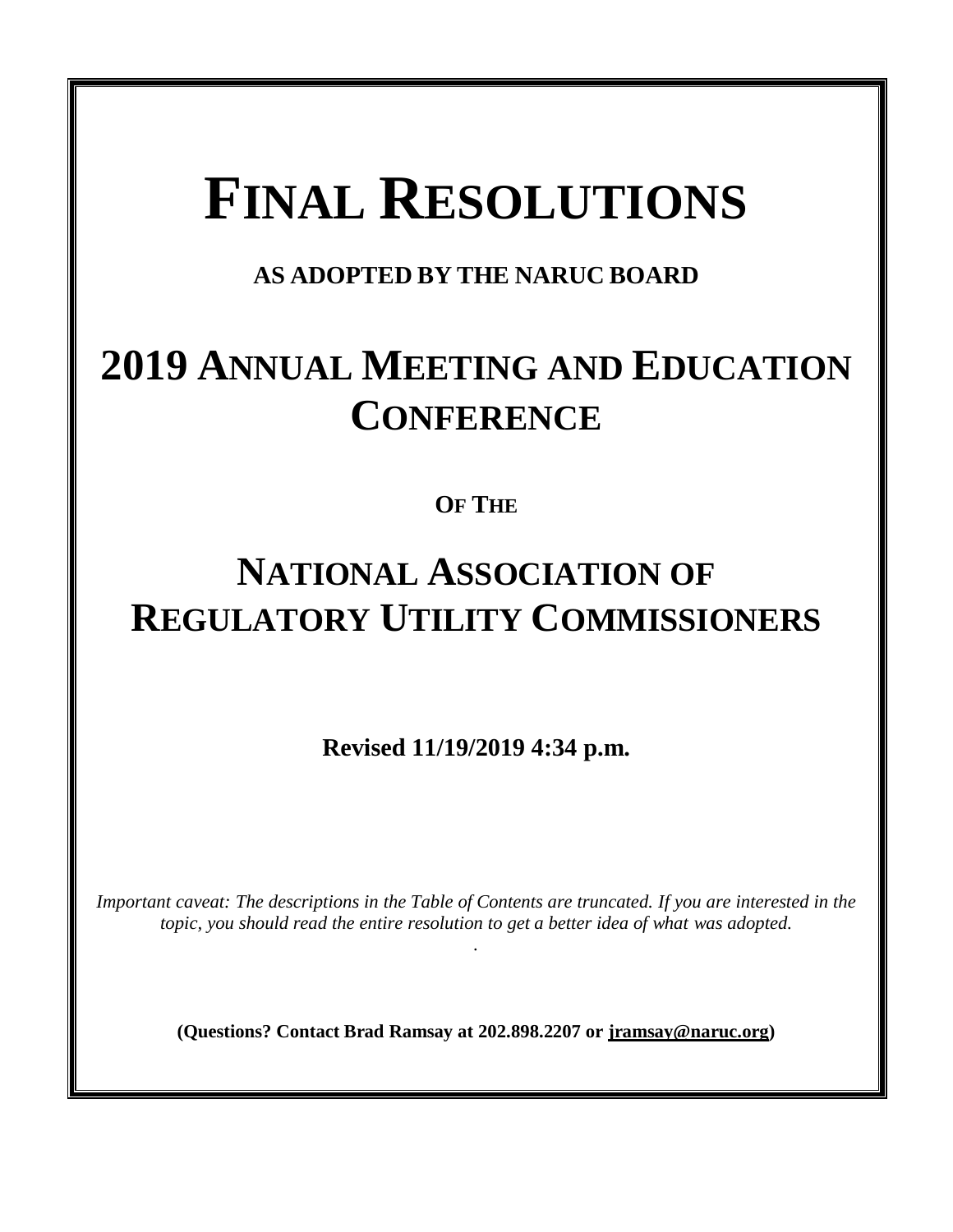# FINAL RESOLUTIONS

**AS ADOPTED BY THE NARUC BOARD**

# 2019 ANNUAL MEETING AND EDUCATION CONFERENCE

**OF THE**

# NATIONAL ASSOCIATION OF REGULATORY UTILITY COMMISSIONERS

**Revised 11/19/2019 4:34 p.m.**

*Important caveat: The descriptions in the Table of Contents are truncated. If you are interested in the topic, you should read the entire resolution to get a better idea of what was adopted.*

.

**(Questions? Contact Brad Ramsay at 202.898.2207 or jramsay@naruc.org)**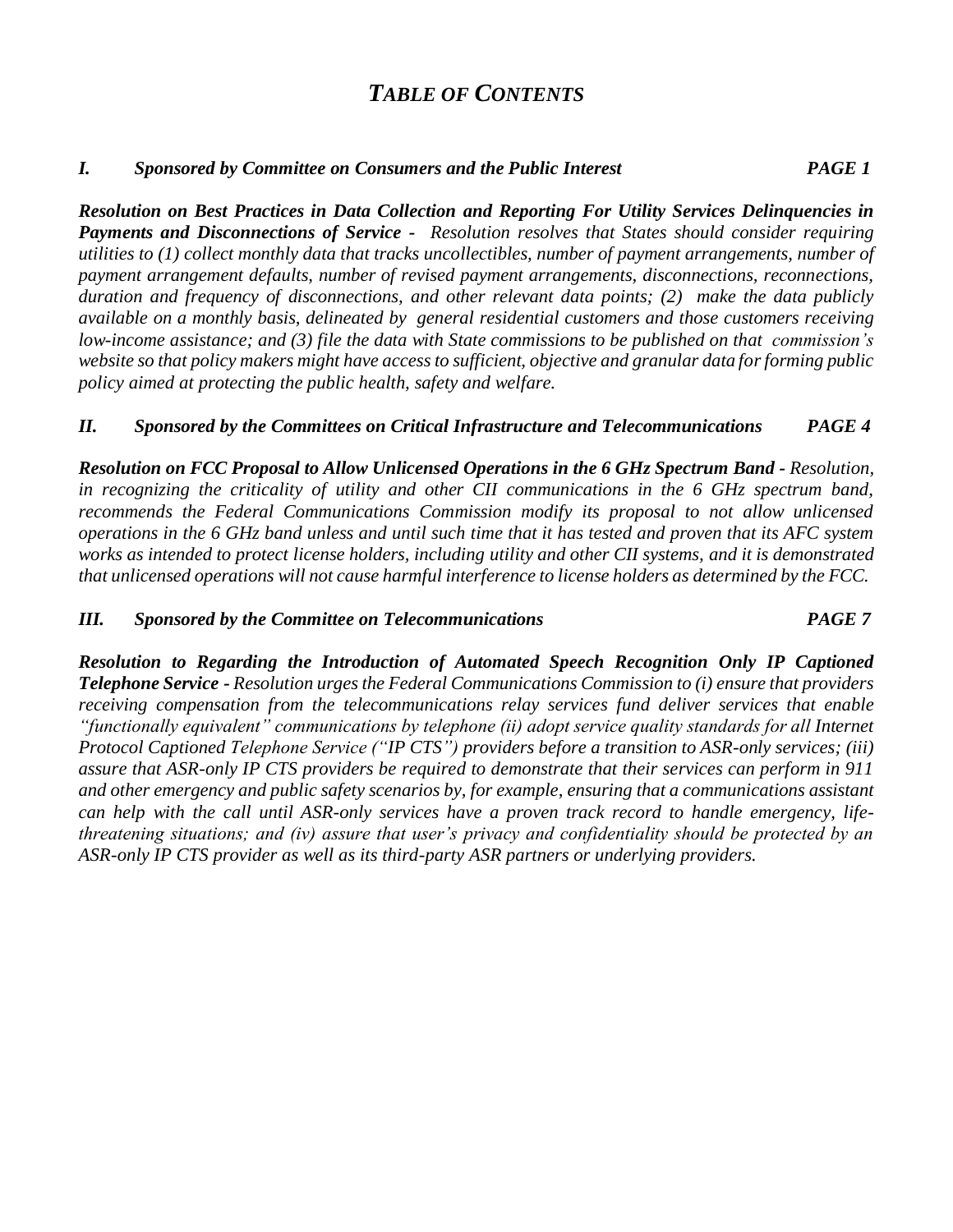# *TABLE OF CONTENTS*

***I. Sponsored by Committee on Consumers and the Public Interest PAGE 1***

***Resolution on Best Practices in Data Collection and Reporting For Utility Services Delinquencies in Payments and Disconnections of Service -*** *Resolution resolves that States should consider requiring utilities to (1) collect monthly data that tracks uncollectibles, number of payment arrangements, number of payment arrangement defaults, number of revised payment arrangements, disconnections, reconnections, duration and frequency of disconnections, and other relevant data points; (2) make the data publicly available on a monthly basis, delineated by general residential customers and those customers receiving low-income assistance; and (3) file the data with State commissions to be published on that commission's website so that policy makers might have access to sufficient, objective and granular data for forming public policy aimed at protecting the public health, safety and welfare.*

***II. Sponsored by the Committees on Critical Infrastructure and Telecommunications PAGE 4***

***Resolution on FCC Proposal to Allow Unlicensed Operations in the 6 GHz Spectrum Band -*** *Resolution, in recognizing the criticality of utility and other CII communications in the 6 GHz spectrum band, recommends the Federal Communications Commission modify its proposal to not allow unlicensed operations in the 6 GHz band unless and until such time that it has tested and proven that its AFC system works as intended to protect license holders, including utility and other CII systems, and it is demonstrated that unlicensed operations will not cause harmful interference to license holders as determined by the FCC.*

***III. Sponsored by the Committee on Telecommunications PAGE 7***

***Resolution to Regarding the Introduction of Automated Speech Recognition Only IP Captioned Telephone Service -*** *Resolution urges the Federal Communications Commission to (i) ensure that providers receiving compensation from the telecommunications relay services fund deliver services that enable "functionally equivalent" communications by telephone (ii) adopt service quality standards for all Internet Protocol Captioned Telephone Service ("IP CTS") providers before a transition to ASR-only services; (iii) assure that ASR-only IP CTS providers be required to demonstrate that their services can perform in 911 and other emergency and public safety scenarios by, for example, ensuring that a communications assistant can help with the call until ASR-only services have a proven track record to handle emergency, life-threatening situations; and (iv) assure that user's privacy and confidentiality should be protected by an ASR-only IP CTS provider as well as its third-party ASR partners or underlying providers.*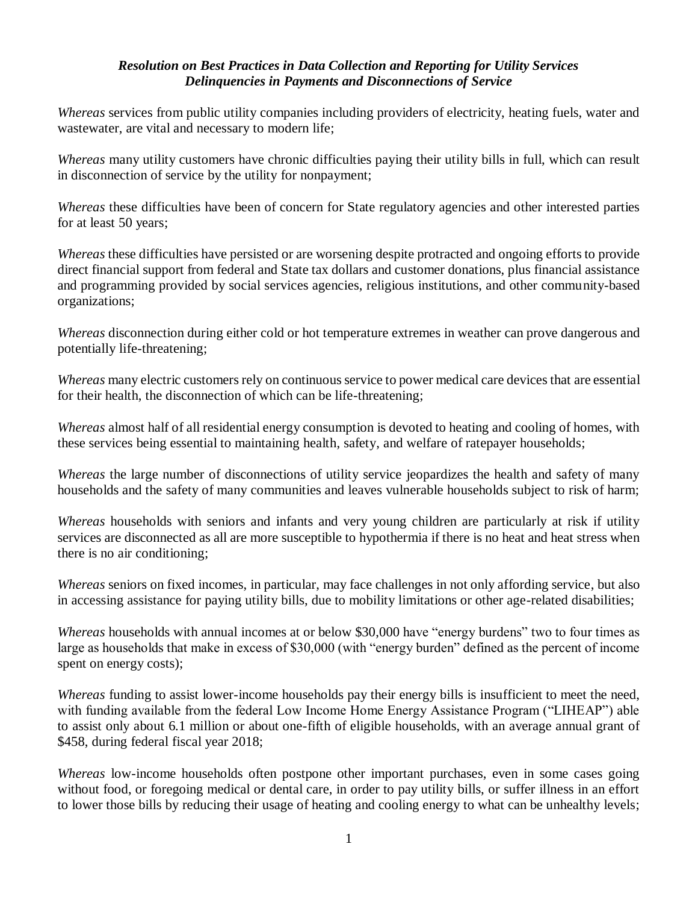### *Resolution on Best Practices in Data Collection and Reporting for Utility Services Delinquencies in Payments and Disconnections of Service*

*Whereas* services from public utility companies including providers of electricity, heating fuels, water and wastewater, are vital and necessary to modern life;

*Whereas* many utility customers have chronic difficulties paying their utility bills in full, which can result in disconnection of service by the utility for nonpayment;

*Whereas* these difficulties have been of concern for State regulatory agencies and other interested parties for at least 50 years;

*Whereas* these difficulties have persisted or are worsening despite protracted and ongoing efforts to provide direct financial support from federal and State tax dollars and customer donations, plus financial assistance and programming provided by social services agencies, religious institutions, and other community-based organizations;

*Whereas* disconnection during either cold or hot temperature extremes in weather can prove dangerous and potentially life-threatening;

*Whereas* many electric customers rely on continuous service to power medical care devices that are essential for their health, the disconnection of which can be life-threatening;

*Whereas* almost half of all residential energy consumption is devoted to heating and cooling of homes, with these services being essential to maintaining health, safety, and welfare of ratepayer households;

*Whereas* the large number of disconnections of utility service jeopardizes the health and safety of many households and the safety of many communities and leaves vulnerable households subject to risk of harm;

*Whereas* households with seniors and infants and very young children are particularly at risk if utility services are disconnected as all are more susceptible to hypothermia if there is no heat and heat stress when there is no air conditioning;

*Whereas* seniors on fixed incomes, in particular, may face challenges in not only affording service, but also in accessing assistance for paying utility bills, due to mobility limitations or other age-related disabilities;

*Whereas* households with annual incomes at or below $30,000 have "energy burdens" two to four times as large as households that make in excess of $30,000 (with "energy burden" defined as the percent of income spent on energy costs);

*Whereas* funding to assist lower-income households pay their energy bills is insufficient to meet the need, with funding available from the federal Low Income Home Energy Assistance Program ("LIHEAP") able to assist only about 6.1 million or about one-fifth of eligible households, with an average annual grant of $458, during federal fiscal year 2018;

*Whereas* low-income households often postpone other important purchases, even in some cases going without food, or foregoing medical or dental care, in order to pay utility bills, or suffer illness in an effort to lower those bills by reducing their usage of heating and cooling energy to what can be unhealthy levels;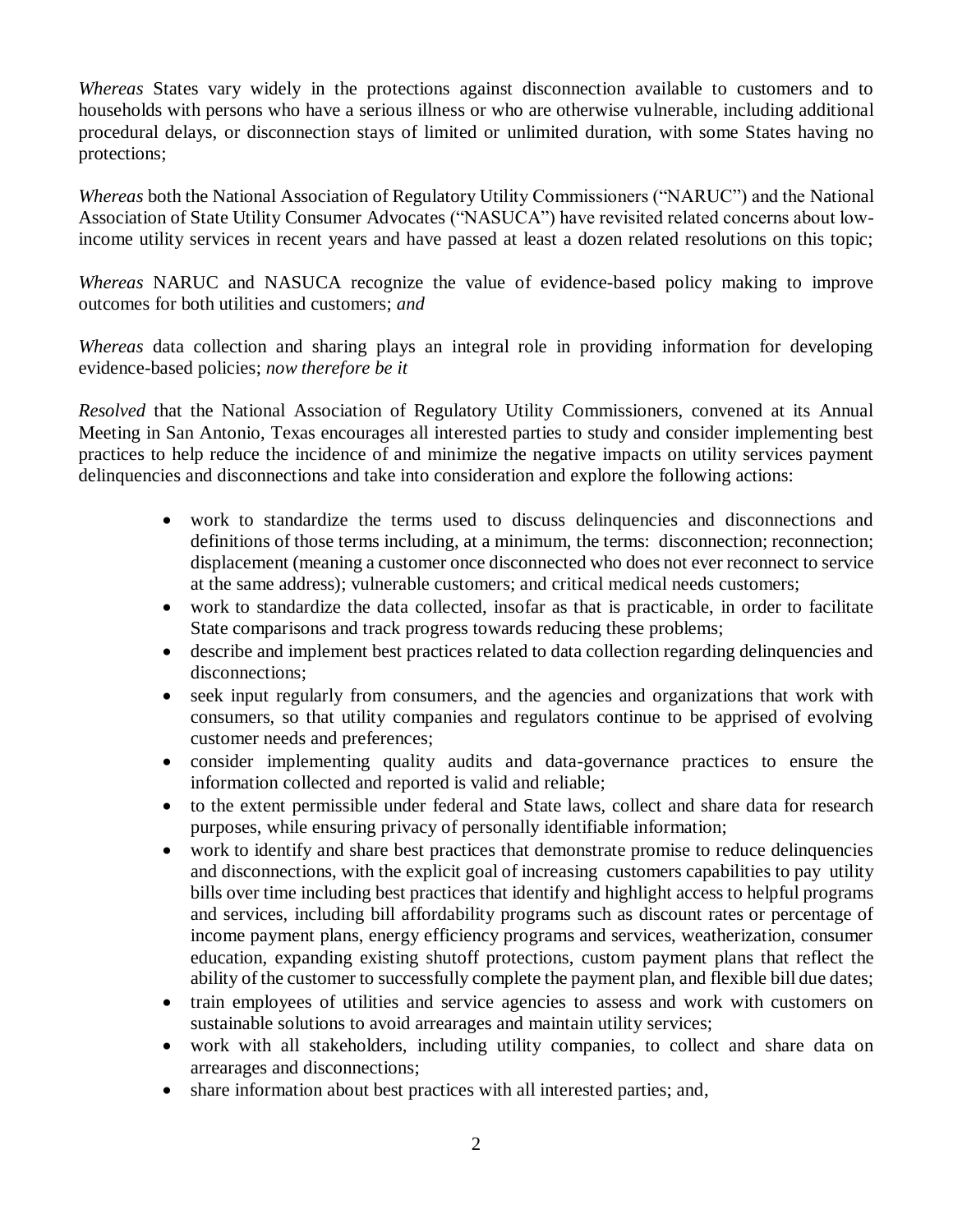*Whereas* States vary widely in the protections against disconnection available to customers and to households with persons who have a serious illness or who are otherwise vulnerable, including additional procedural delays, or disconnection stays of limited or unlimited duration, with some States having no protections;

*Whereas* both the National Association of Regulatory Utility Commissioners ("NARUC") and the National Association of State Utility Consumer Advocates ("NASUCA") have revisited related concerns about low-income utility services in recent years and have passed at least a dozen related resolutions on this topic;

*Whereas* NARUC and NASUCA recognize the value of evidence-based policy making to improve outcomes for both utilities and customers; *and*

*Whereas* data collection and sharing plays an integral role in providing information for developing evidence-based policies; *now therefore be it*

*Resolved* that the National Association of Regulatory Utility Commissioners, convened at its Annual Meeting in San Antonio, Texas encourages all interested parties to study and consider implementing best practices to help reduce the incidence of and minimize the negative impacts on utility services payment delinquencies and disconnections and take into consideration and explore the following actions:

- work to standardize the terms used to discuss delinquencies and disconnections and definitions of those terms including, at a minimum, the terms: disconnection; reconnection; displacement (meaning a customer once disconnected who does not ever reconnect to service at the same address); vulnerable customers; and critical medical needs customers;
- work to standardize the data collected, insofar as that is practicable, in order to facilitate State comparisons and track progress towards reducing these problems;
- describe and implement best practices related to data collection regarding delinquencies and disconnections;
- seek input regularly from consumers, and the agencies and organizations that work with consumers, so that utility companies and regulators continue to be apprised of evolving customer needs and preferences;
- consider implementing quality audits and data-governance practices to ensure the information collected and reported is valid and reliable;
- to the extent permissible under federal and State laws, collect and share data for research purposes, while ensuring privacy of personally identifiable information;
- work to identify and share best practices that demonstrate promise to reduce delinquencies and disconnections, with the explicit goal of increasing customers capabilities to pay utility bills over time including best practices that identify and highlight access to helpful programs and services, including bill affordability programs such as discount rates or percentage of income payment plans, energy efficiency programs and services, weatherization, consumer education, expanding existing shutoff protections, custom payment plans that reflect the ability of the customer to successfully complete the payment plan, and flexible bill due dates;
- train employees of utilities and service agencies to assess and work with customers on sustainable solutions to avoid arrearages and maintain utility services;
- work with all stakeholders, including utility companies, to collect and share data on arrearages and disconnections;
- share information about best practices with all interested parties; and,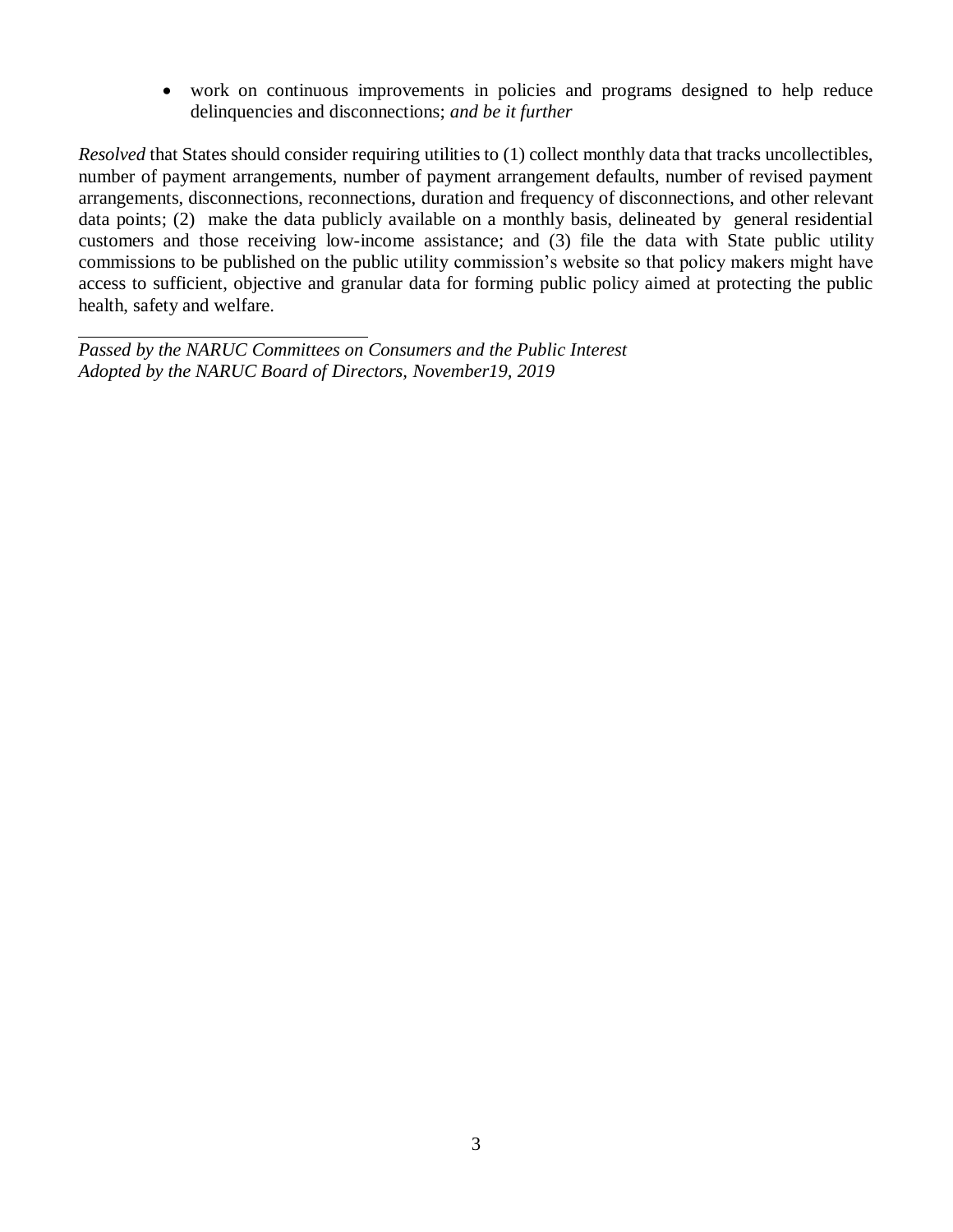- work on continuous improvements in policies and programs designed to help reduce delinquencies and disconnections; *and be it further*

*Resolved* that States should consider requiring utilities to (1) collect monthly data that tracks uncollectibles, number of payment arrangements, number of payment arrangement defaults, number of revised payment arrangements, disconnections, reconnections, duration and frequency of disconnections, and other relevant data points; (2) make the data publicly available on a monthly basis, delineated by general residential customers and those receiving low-income assistance; and (3) file the data with State public utility commissions to be published on the public utility commission's website so that policy makers might have access to sufficient, objective and granular data for forming public policy aimed at protecting the public health, safety and welfare.

---

*Passed by the NARUC Committees on Consumers and the Public Interest*
*Adopted by the NARUC Board of Directors, November19, 2019*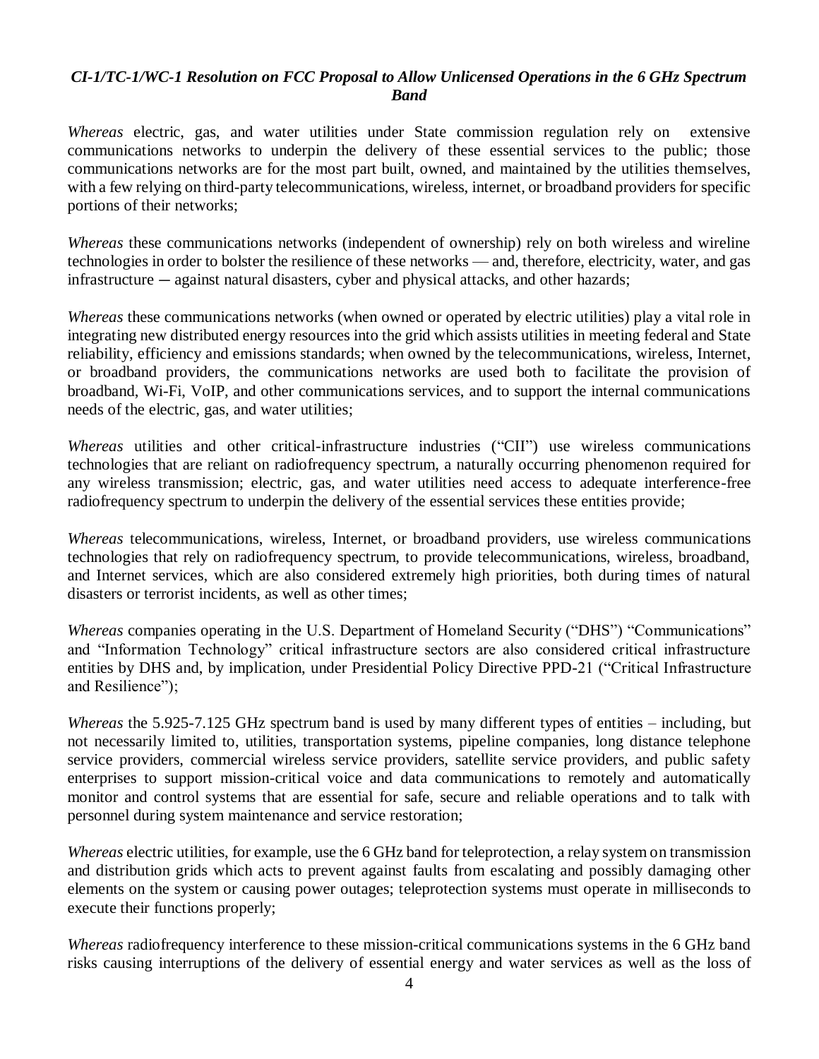### *CI-1/TC-1/WC-1 Resolution on FCC Proposal to Allow Unlicensed Operations in the 6 GHz Spectrum Band*

*Whereas* electric, gas, and water utilities under State commission regulation rely on extensive communications networks to underpin the delivery of these essential services to the public; those communications networks are for the most part built, owned, and maintained by the utilities themselves, with a few relying on third-party telecommunications, wireless, internet, or broadband providers for specific portions of their networks;

*Whereas* these communications networks (independent of ownership) rely on both wireless and wireline technologies in order to bolster the resilience of these networks — and, therefore, electricity, water, and gas infrastructure ─ against natural disasters, cyber and physical attacks, and other hazards;

*Whereas* these communications networks (when owned or operated by electric utilities) play a vital role in integrating new distributed energy resources into the grid which assists utilities in meeting federal and State reliability, efficiency and emissions standards; when owned by the telecommunications, wireless, Internet, or broadband providers, the communications networks are used both to facilitate the provision of broadband, Wi-Fi, VoIP, and other communications services, and to support the internal communications needs of the electric, gas, and water utilities;

*Whereas* utilities and other critical-infrastructure industries ("CII") use wireless communications technologies that are reliant on radiofrequency spectrum, a naturally occurring phenomenon required for any wireless transmission; electric, gas, and water utilities need access to adequate interference-free radiofrequency spectrum to underpin the delivery of the essential services these entities provide;

*Whereas* telecommunications, wireless, Internet, or broadband providers, use wireless communications technologies that rely on radiofrequency spectrum, to provide telecommunications, wireless, broadband, and Internet services, which are also considered extremely high priorities, both during times of natural disasters or terrorist incidents, as well as other times;

*Whereas* companies operating in the U.S. Department of Homeland Security ("DHS") "Communications" and "Information Technology" critical infrastructure sectors are also considered critical infrastructure entities by DHS and, by implication, under Presidential Policy Directive PPD-21 ("Critical Infrastructure and Resilience");

*Whereas* the 5.925-7.125 GHz spectrum band is used by many different types of entities – including, but not necessarily limited to, utilities, transportation systems, pipeline companies, long distance telephone service providers, commercial wireless service providers, satellite service providers, and public safety enterprises to support mission-critical voice and data communications to remotely and automatically monitor and control systems that are essential for safe, secure and reliable operations and to talk with personnel during system maintenance and service restoration;

*Whereas* electric utilities, for example, use the 6 GHz band for teleprotection, a relay system on transmission and distribution grids which acts to prevent against faults from escalating and possibly damaging other elements on the system or causing power outages; teleprotection systems must operate in milliseconds to execute their functions properly;

*Whereas* radiofrequency interference to these mission-critical communications systems in the 6 GHz band risks causing interruptions of the delivery of essential energy and water services as well as the loss of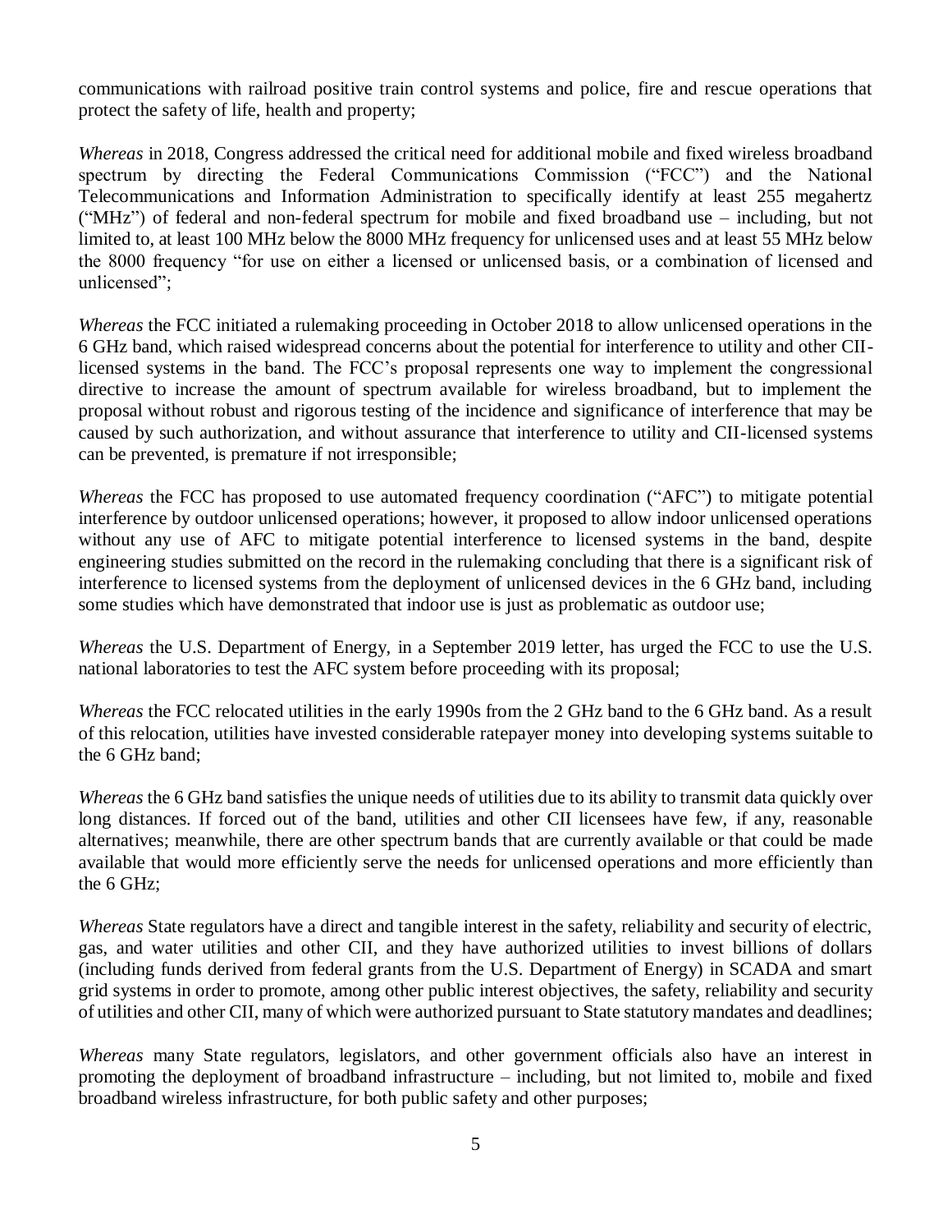communications with railroad positive train control systems and police, fire and rescue operations that protect the safety of life, health and property;

*Whereas* in 2018, Congress addressed the critical need for additional mobile and fixed wireless broadband spectrum by directing the Federal Communications Commission ("FCC") and the National Telecommunications and Information Administration to specifically identify at least 255 megahertz ("MHz") of federal and non-federal spectrum for mobile and fixed broadband use – including, but not limited to, at least 100 MHz below the 8000 MHz frequency for unlicensed uses and at least 55 MHz below the 8000 frequency "for use on either a licensed or unlicensed basis, or a combination of licensed and unlicensed";

*Whereas* the FCC initiated a rulemaking proceeding in October 2018 to allow unlicensed operations in the 6 GHz band, which raised widespread concerns about the potential for interference to utility and other CII-licensed systems in the band. The FCC's proposal represents one way to implement the congressional directive to increase the amount of spectrum available for wireless broadband, but to implement the proposal without robust and rigorous testing of the incidence and significance of interference that may be caused by such authorization, and without assurance that interference to utility and CII-licensed systems can be prevented, is premature if not irresponsible;

*Whereas* the FCC has proposed to use automated frequency coordination ("AFC") to mitigate potential interference by outdoor unlicensed operations; however, it proposed to allow indoor unlicensed operations without any use of AFC to mitigate potential interference to licensed systems in the band, despite engineering studies submitted on the record in the rulemaking concluding that there is a significant risk of interference to licensed systems from the deployment of unlicensed devices in the 6 GHz band, including some studies which have demonstrated that indoor use is just as problematic as outdoor use;

*Whereas* the U.S. Department of Energy, in a September 2019 letter, has urged the FCC to use the U.S. national laboratories to test the AFC system before proceeding with its proposal;

*Whereas* the FCC relocated utilities in the early 1990s from the 2 GHz band to the 6 GHz band. As a result of this relocation, utilities have invested considerable ratepayer money into developing systems suitable to the 6 GHz band;

*Whereas* the 6 GHz band satisfies the unique needs of utilities due to its ability to transmit data quickly over long distances. If forced out of the band, utilities and other CII licensees have few, if any, reasonable alternatives; meanwhile, there are other spectrum bands that are currently available or that could be made available that would more efficiently serve the needs for unlicensed operations and more efficiently than the 6 GHz;

*Whereas* State regulators have a direct and tangible interest in the safety, reliability and security of electric, gas, and water utilities and other CII, and they have authorized utilities to invest billions of dollars (including funds derived from federal grants from the U.S. Department of Energy) in SCADA and smart grid systems in order to promote, among other public interest objectives, the safety, reliability and security of utilities and other CII, many of which were authorized pursuant to State statutory mandates and deadlines;

*Whereas* many State regulators, legislators, and other government officials also have an interest in promoting the deployment of broadband infrastructure – including, but not limited to, mobile and fixed broadband wireless infrastructure, for both public safety and other purposes;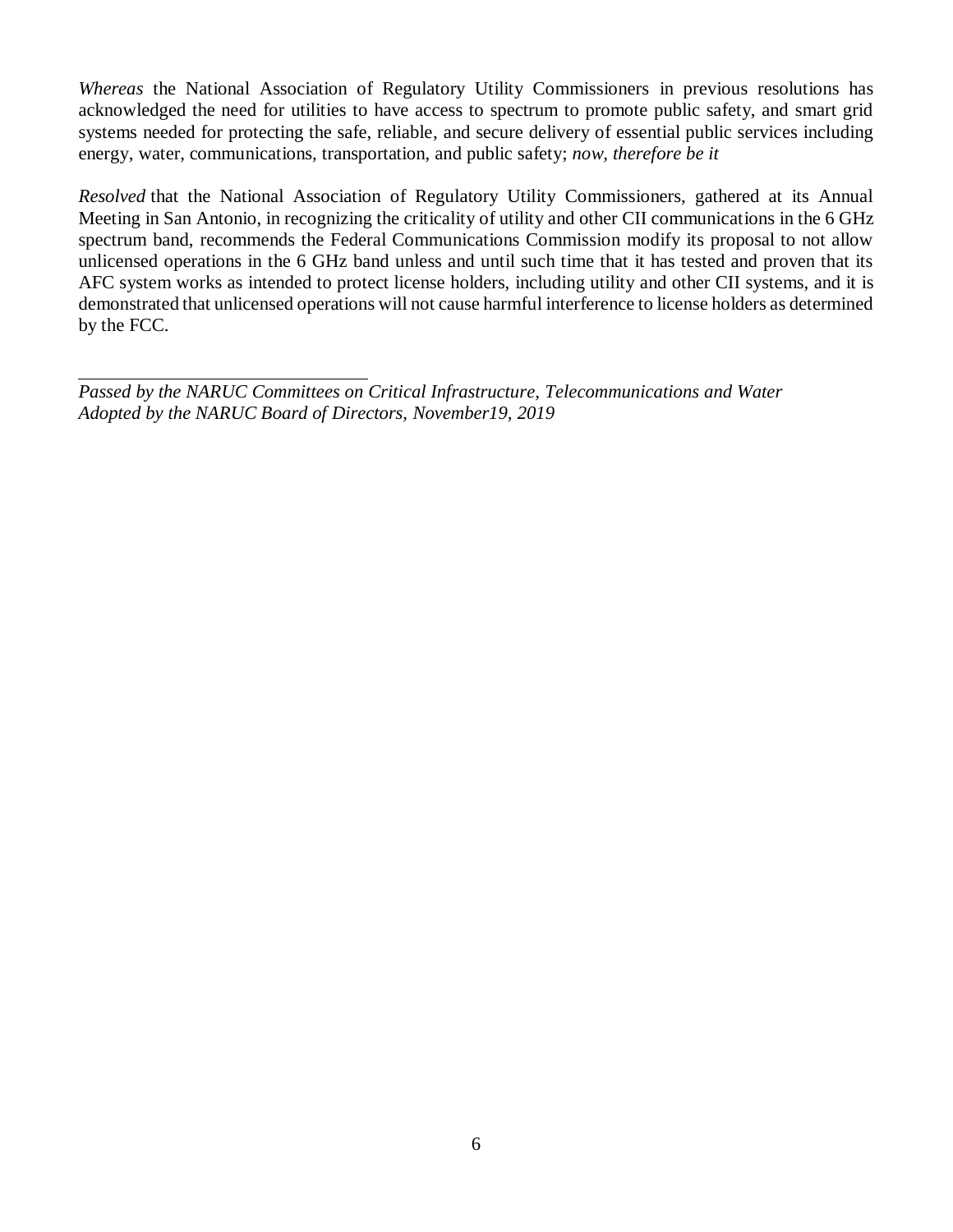*Whereas* the National Association of Regulatory Utility Commissioners in previous resolutions has acknowledged the need for utilities to have access to spectrum to promote public safety, and smart grid systems needed for protecting the safe, reliable, and secure delivery of essential public services including energy, water, communications, transportation, and public safety; *now, therefore be it*

*Resolved* that the National Association of Regulatory Utility Commissioners, gathered at its Annual Meeting in San Antonio, in recognizing the criticality of utility and other CII communications in the 6 GHz spectrum band, recommends the Federal Communications Commission modify its proposal to not allow unlicensed operations in the 6 GHz band unless and until such time that it has tested and proven that its AFC system works as intended to protect license holders, including utility and other CII systems, and it is demonstrated that unlicensed operations will not cause harmful interference to license holders as determined by the FCC.

---

*Passed by the NARUC Committees on Critical Infrastructure, Telecommunications and Water*
*Adopted by the NARUC Board of Directors, November19, 2019*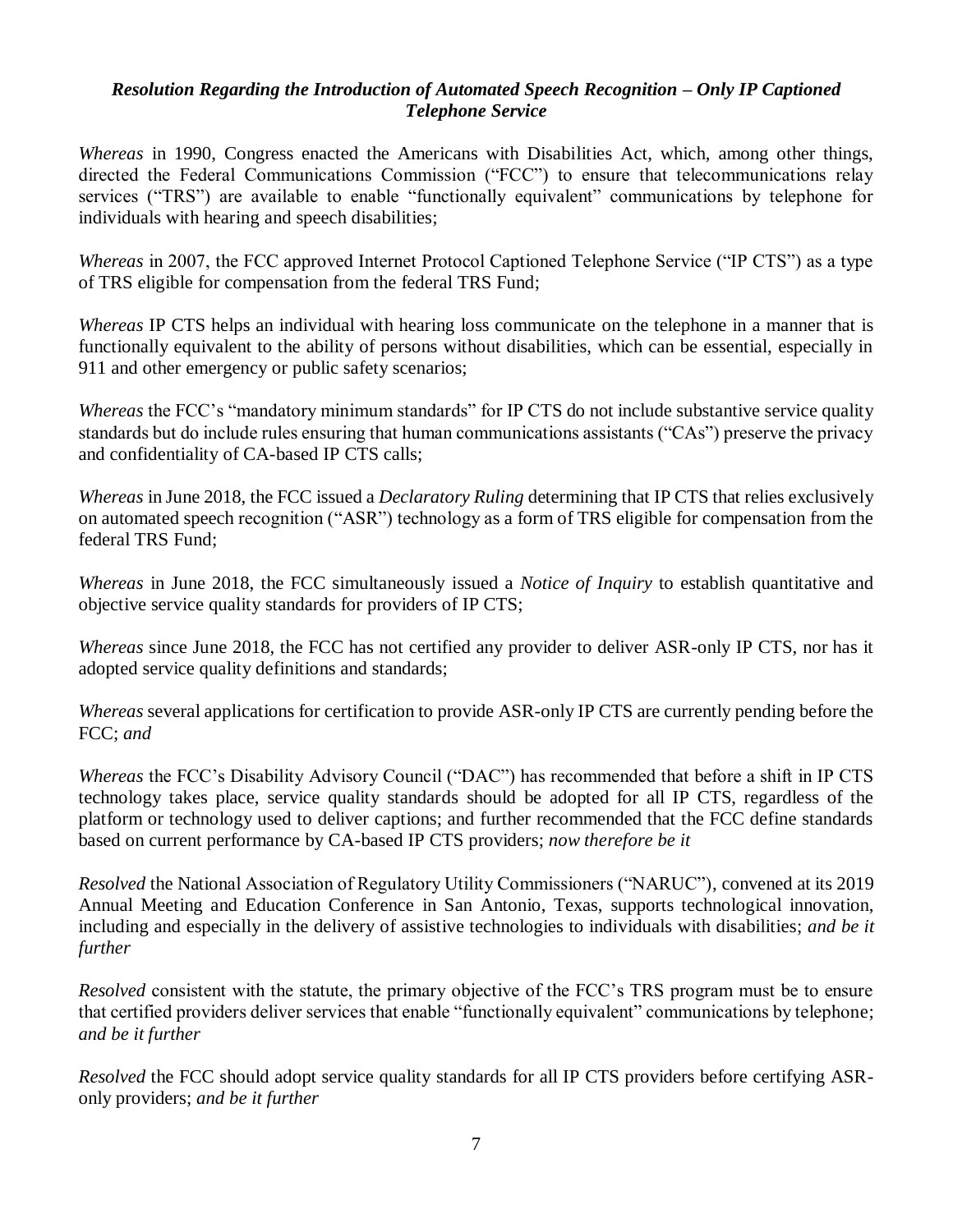### *Resolution Regarding the Introduction of Automated Speech Recognition – Only IP Captioned Telephone Service*

*Whereas* in 1990, Congress enacted the Americans with Disabilities Act, which, among other things, directed the Federal Communications Commission ("FCC") to ensure that telecommunications relay services ("TRS") are available to enable "functionally equivalent" communications by telephone for individuals with hearing and speech disabilities;

*Whereas* in 2007, the FCC approved Internet Protocol Captioned Telephone Service ("IP CTS") as a type of TRS eligible for compensation from the federal TRS Fund;

*Whereas* IP CTS helps an individual with hearing loss communicate on the telephone in a manner that is functionally equivalent to the ability of persons without disabilities, which can be essential, especially in 911 and other emergency or public safety scenarios;

*Whereas* the FCC's "mandatory minimum standards" for IP CTS do not include substantive service quality standards but do include rules ensuring that human communications assistants ("CAs") preserve the privacy and confidentiality of CA-based IP CTS calls;

*Whereas* in June 2018, the FCC issued a *Declaratory Ruling* determining that IP CTS that relies exclusively on automated speech recognition ("ASR") technology as a form of TRS eligible for compensation from the federal TRS Fund;

*Whereas* in June 2018, the FCC simultaneously issued a *Notice of Inquiry* to establish quantitative and objective service quality standards for providers of IP CTS;

*Whereas* since June 2018, the FCC has not certified any provider to deliver ASR-only IP CTS, nor has it adopted service quality definitions and standards;

*Whereas* several applications for certification to provide ASR-only IP CTS are currently pending before the FCC; *and*

*Whereas* the FCC's Disability Advisory Council ("DAC") has recommended that before a shift in IP CTS technology takes place, service quality standards should be adopted for all IP CTS, regardless of the platform or technology used to deliver captions; and further recommended that the FCC define standards based on current performance by CA-based IP CTS providers; *now therefore be it*

*Resolved* the National Association of Regulatory Utility Commissioners ("NARUC"), convened at its 2019 Annual Meeting and Education Conference in San Antonio, Texas, supports technological innovation, including and especially in the delivery of assistive technologies to individuals with disabilities; *and be it further*

*Resolved* consistent with the statute, the primary objective of the FCC's TRS program must be to ensure that certified providers deliver services that enable "functionally equivalent" communications by telephone; *and be it further*

*Resolved* the FCC should adopt service quality standards for all IP CTS providers before certifying ASR-only providers; *and be it further*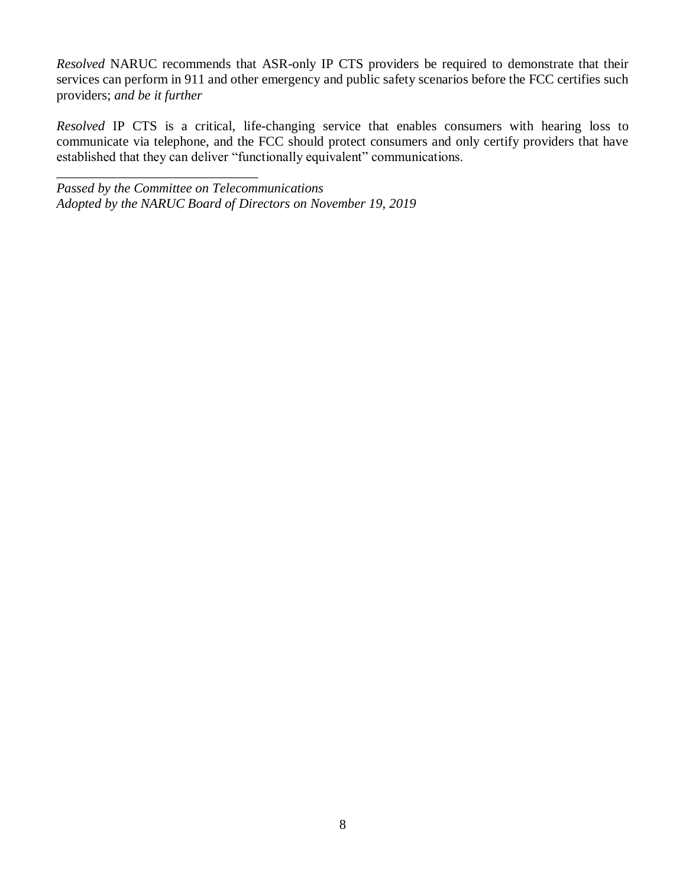*Resolved* NARUC recommends that ASR-only IP CTS providers be required to demonstrate that their services can perform in 911 and other emergency and public safety scenarios before the FCC certifies such providers; *and be it further*

*Resolved* IP CTS is a critical, life-changing service that enables consumers with hearing loss to communicate via telephone, and the FCC should protect consumers and only certify providers that have established that they can deliver "functionally equivalent" communications.

______________________________

*Passed by the Committee on Telecommunications*
*Adopted by the NARUC Board of Directors on November 19, 2019*